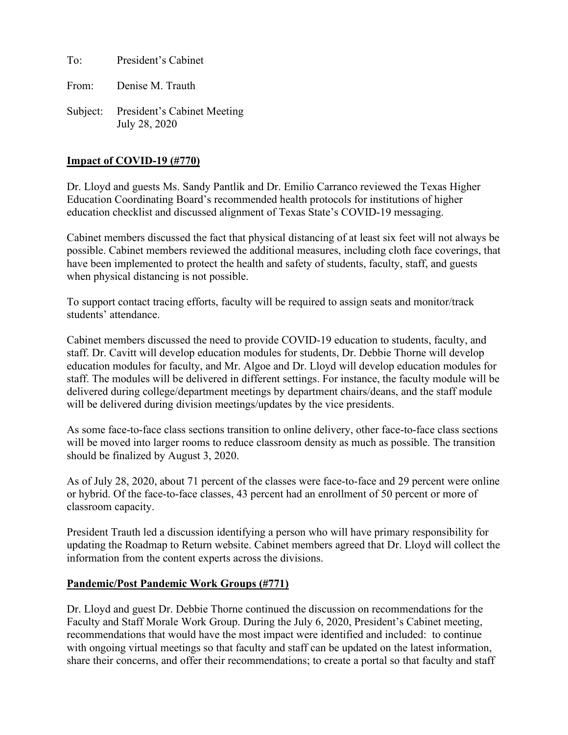To: President's Cabinet

From: Denise M. Trauth

Subject: President's Cabinet Meeting
July 28, 2020

## Impact of COVID-19 (#770)

Dr. Lloyd and guests Ms. Sandy Pantlik and Dr. Emilio Carranco reviewed the Texas Higher Education Coordinating Board's recommended health protocols for institutions of higher education checklist and discussed alignment of Texas State's COVID-19 messaging.

Cabinet members discussed the fact that physical distancing of at least six feet will not always be possible. Cabinet members reviewed the additional measures, including cloth face coverings, that have been implemented to protect the health and safety of students, faculty, staff, and guests when physical distancing is not possible.

To support contact tracing efforts, faculty will be required to assign seats and monitor/track students' attendance.

Cabinet members discussed the need to provide COVID-19 education to students, faculty, and staff. Dr. Cavitt will develop education modules for students, Dr. Debbie Thorne will develop education modules for faculty, and Mr. Algoe and Dr. Lloyd will develop education modules for staff. The modules will be delivered in different settings. For instance, the faculty module will be delivered during college/department meetings by department chairs/deans, and the staff module will be delivered during division meetings/updates by the vice presidents.

As some face-to-face class sections transition to online delivery, other face-to-face class sections will be moved into larger rooms to reduce classroom density as much as possible. The transition should be finalized by August 3, 2020.

As of July 28, 2020, about 71 percent of the classes were face-to-face and 29 percent were online or hybrid. Of the face-to-face classes, 43 percent had an enrollment of 50 percent or more of classroom capacity.

President Trauth led a discussion identifying a person who will have primary responsibility for updating the Roadmap to Return website. Cabinet members agreed that Dr. Lloyd will collect the information from the content experts across the divisions.

## Pandemic/Post Pandemic Work Groups (#771)

Dr. Lloyd and guest Dr. Debbie Thorne continued the discussion on recommendations for the Faculty and Staff Morale Work Group. During the July 6, 2020, President's Cabinet meeting, recommendations that would have the most impact were identified and included: to continue with ongoing virtual meetings so that faculty and staff can be updated on the latest information, share their concerns, and offer their recommendations; to create a portal so that faculty and staff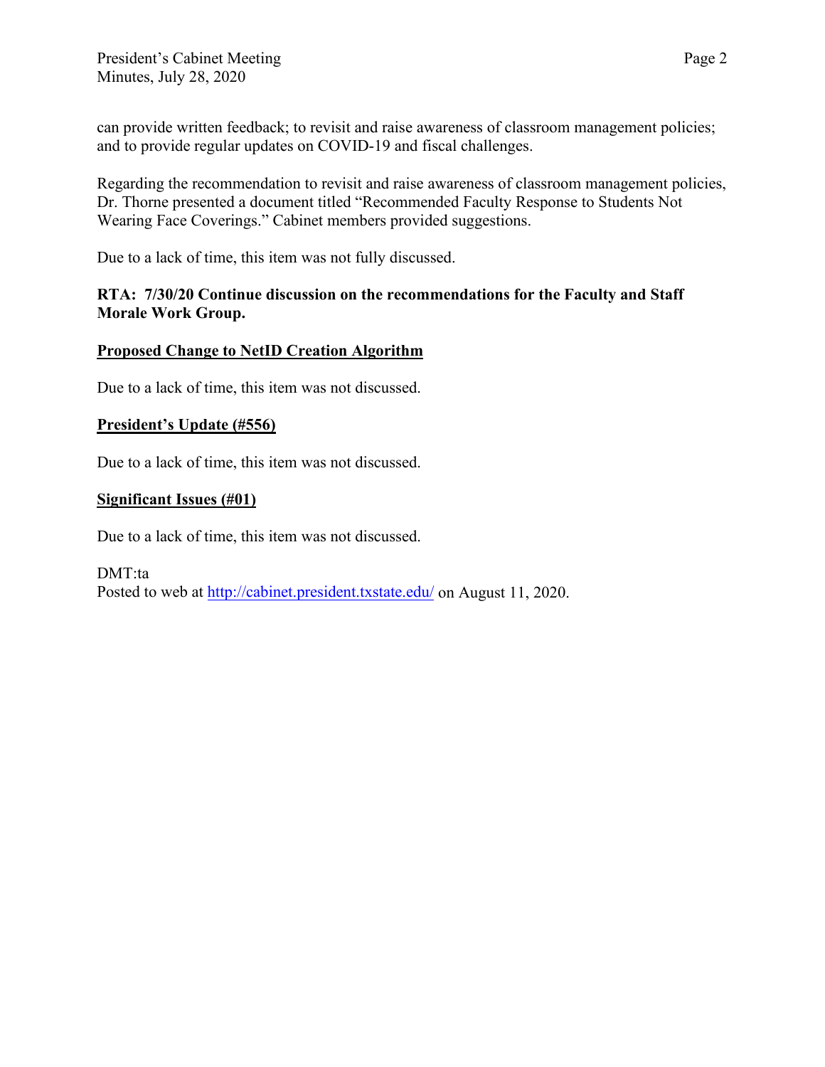can provide written feedback; to revisit and raise awareness of classroom management policies; and to provide regular updates on COVID-19 and fiscal challenges.

Regarding the recommendation to revisit and raise awareness of classroom management policies, Dr. Thorne presented a document titled "Recommended Faculty Response to Students Not Wearing Face Coverings." Cabinet members provided suggestions.

Due to a lack of time, this item was not fully discussed.

**RTA: 7/30/20 Continue discussion on the recommendations for the Faculty and Staff Morale Work Group.**

**Proposed Change to NetID Creation Algorithm**

Due to a lack of time, this item was not discussed.

**President's Update (#556)**

Due to a lack of time, this item was not discussed.

**Significant Issues (#01)**

Due to a lack of time, this item was not discussed.

DMT:ta
Posted to web at http://cabinet.president.txstate.edu/ on August 11, 2020.